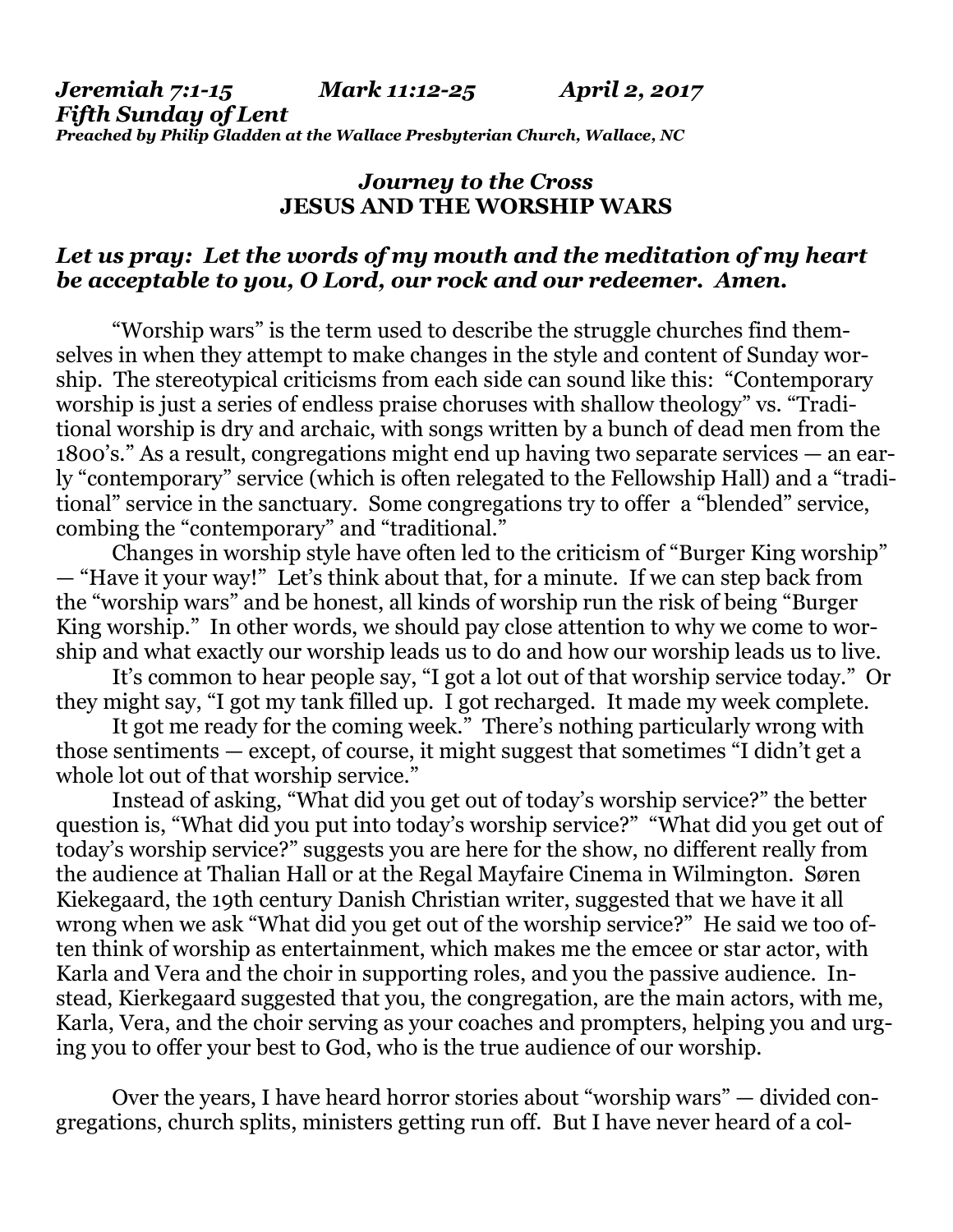***Jeremiah 7:1-15 Mark 11:12-25 April 2, 2017***
***Fifth Sunday of Lent***
***Preached by Philip Gladden at the Wallace Presbyterian Church, Wallace, NC***

## *Journey to the Cross*
## JESUS AND THE WORSHIP WARS

***Let us pray: Let the words of my mouth and the meditation of my heart be acceptable to you, O Lord, our rock and our redeemer. Amen.***

"Worship wars" is the term used to describe the struggle churches find themselves in when they attempt to make changes in the style and content of Sunday worship. The stereotypical criticisms from each side can sound like this: "Contemporary worship is just a series of endless praise choruses with shallow theology" vs. "Traditional worship is dry and archaic, with songs written by a bunch of dead men from the 1800's." As a result, congregations might end up having two separate services — an early "contemporary" service (which is often relegated to the Fellowship Hall) and a "traditional" service in the sanctuary. Some congregations try to offer a "blended" service, combing the "contemporary" and "traditional."

Changes in worship style have often led to the criticism of "Burger King worship" — "Have it your way!" Let's think about that, for a minute. If we can step back from the "worship wars" and be honest, all kinds of worship run the risk of being "Burger King worship." In other words, we should pay close attention to why we come to worship and what exactly our worship leads us to do and how our worship leads us to live.

It's common to hear people say, "I got a lot out of that worship service today." Or they might say, "I got my tank filled up. I got recharged. It made my week complete.

It got me ready for the coming week." There's nothing particularly wrong with those sentiments — except, of course, it might suggest that sometimes "I didn't get a whole lot out of that worship service."

Instead of asking, "What did you get out of today's worship service?" the better question is, "What did you put into today's worship service?" "What did you get out of today's worship service?" suggests you are here for the show, no different really from the audience at Thalian Hall or at the Regal Mayfaire Cinema in Wilmington. Søren Kiekegaard, the 19th century Danish Christian writer, suggested that we have it all wrong when we ask "What did you get out of the worship service?" He said we too often think of worship as entertainment, which makes me the emcee or star actor, with Karla and Vera and the choir in supporting roles, and you the passive audience. Instead, Kierkegaard suggested that you, the congregation, are the main actors, with me, Karla, Vera, and the choir serving as your coaches and prompters, helping you and urging you to offer your best to God, who is the true audience of our worship.

Over the years, I have heard horror stories about "worship wars" — divided congregations, church splits, ministers getting run off. But I have never heard of a col-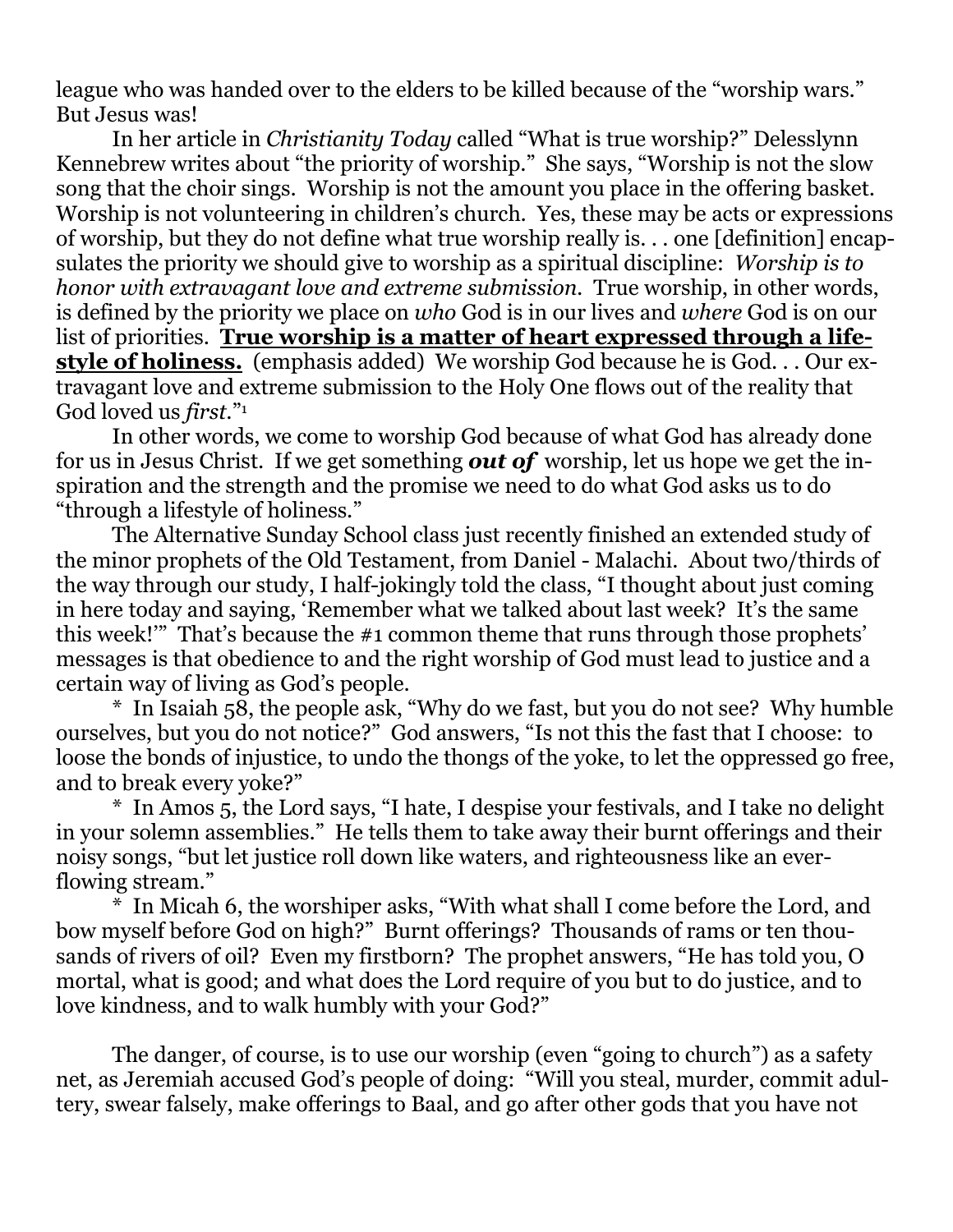league who was handed over to the elders to be killed because of the "worship wars." But Jesus was!

In her article in *Christianity Today* called "What is true worship?" Delesslynn Kennebrew writes about "the priority of worship." She says, "Worship is not the slow song that the choir sings. Worship is not the amount you place in the offering basket. Worship is not volunteering in children's church. Yes, these may be acts or expressions of worship, but they do not define what true worship really is. . . one [definition] encapsulates the priority we should give to worship as a spiritual discipline: *Worship is to honor with extravagant love and extreme submission.* True worship, in other words, is defined by the priority we place on *who* God is in our lives and *where* God is on our list of priorities. **True worship is a matter of heart expressed through a lifestyle of holiness.** (emphasis added) We worship God because he is God. . . Our extravagant love and extreme submission to the Holy One flows out of the reality that God loved us *first*."[1]

In other words, we come to worship God because of what God has already done for us in Jesus Christ. If we get something ***out of*** worship, let us hope we get the inspiration and the strength and the promise we need to do what God asks us to do "through a lifestyle of holiness."

The Alternative Sunday School class just recently finished an extended study of the minor prophets of the Old Testament, from Daniel - Malachi. About two/thirds of the way through our study, I half-jokingly told the class, "I thought about just coming in here today and saying, 'Remember what we talked about last week? It's the same this week!'" That's because the #1 common theme that runs through those prophets' messages is that obedience to and the right worship of God must lead to justice and a certain way of living as God's people.

\* In Isaiah 58, the people ask, "Why do we fast, but you do not see? Why humble ourselves, but you do not notice?" God answers, "Is not this the fast that I choose: to loose the bonds of injustice, to undo the thongs of the yoke, to let the oppressed go free, and to break every yoke?"

\* In Amos 5, the Lord says, "I hate, I despise your festivals, and I take no delight in your solemn assemblies." He tells them to take away their burnt offerings and their noisy songs, "but let justice roll down like waters, and righteousness like an ever-flowing stream."

\* In Micah 6, the worshiper asks, "With what shall I come before the Lord, and bow myself before God on high?" Burnt offerings? Thousands of rams or ten thousands of rivers of oil? Even my firstborn? The prophet answers, "He has told you, O mortal, what is good; and what does the Lord require of you but to do justice, and to love kindness, and to walk humbly with your God?"

The danger, of course, is to use our worship (even "going to church") as a safety net, as Jeremiah accused God's people of doing: "Will you steal, murder, commit adultery, swear falsely, make offerings to Baal, and go after other gods that you have not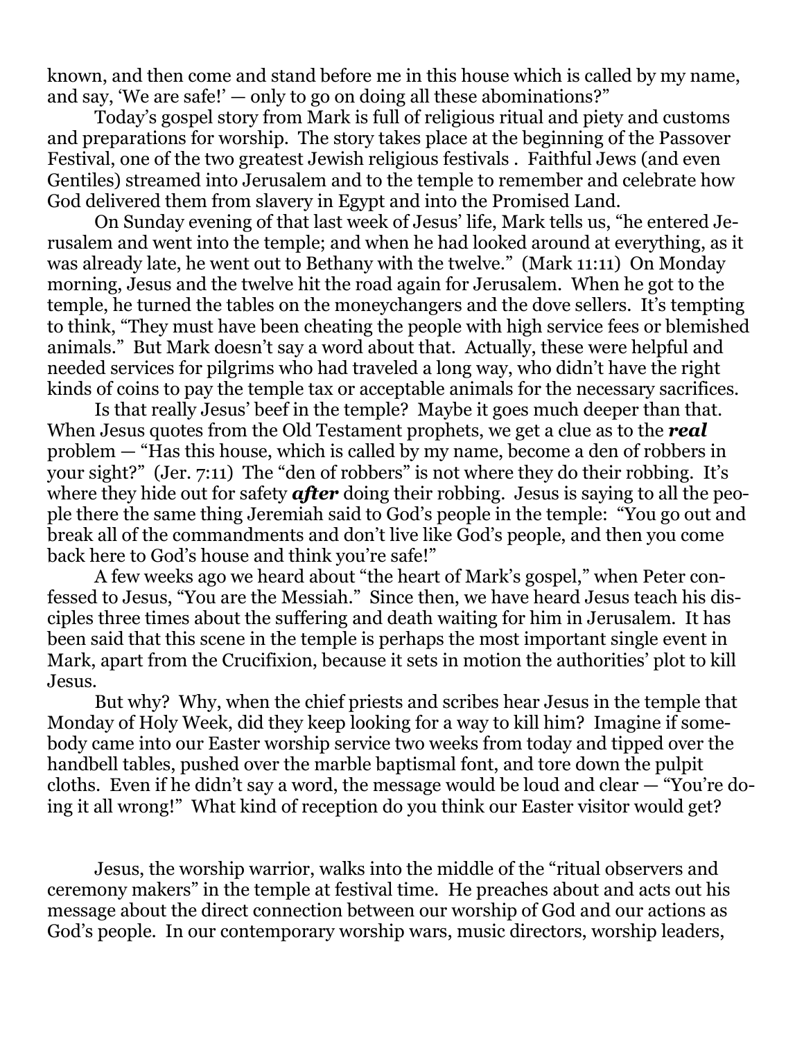known, and then come and stand before me in this house which is called by my name, and say, 'We are safe!' — only to go on doing all these abominations?"

Today's gospel story from Mark is full of religious ritual and piety and customs and preparations for worship. The story takes place at the beginning of the Passover Festival, one of the two greatest Jewish religious festivals . Faithful Jews (and even Gentiles) streamed into Jerusalem and to the temple to remember and celebrate how God delivered them from slavery in Egypt and into the Promised Land.

On Sunday evening of that last week of Jesus' life, Mark tells us, "he entered Jerusalem and went into the temple; and when he had looked around at everything, as it was already late, he went out to Bethany with the twelve." (Mark 11:11) On Monday morning, Jesus and the twelve hit the road again for Jerusalem. When he got to the temple, he turned the tables on the moneychangers and the dove sellers. It's tempting to think, "They must have been cheating the people with high service fees or blemished animals." But Mark doesn't say a word about that. Actually, these were helpful and needed services for pilgrims who had traveled a long way, who didn't have the right kinds of coins to pay the temple tax or acceptable animals for the necessary sacrifices.

Is that really Jesus' beef in the temple? Maybe it goes much deeper than that. When Jesus quotes from the Old Testament prophets, we get a clue as to the ***real*** problem — "Has this house, which is called by my name, become a den of robbers in your sight?" (Jer. 7:11) The "den of robbers" is not where they do their robbing. It's where they hide out for safety ***after*** doing their robbing. Jesus is saying to all the people there the same thing Jeremiah said to God's people in the temple: "You go out and break all of the commandments and don't live like God's people, and then you come back here to God's house and think you're safe!"

A few weeks ago we heard about "the heart of Mark's gospel," when Peter confessed to Jesus, "You are the Messiah." Since then, we have heard Jesus teach his disciples three times about the suffering and death waiting for him in Jerusalem. It has been said that this scene in the temple is perhaps the most important single event in Mark, apart from the Crucifixion, because it sets in motion the authorities' plot to kill Jesus.

But why? Why, when the chief priests and scribes hear Jesus in the temple that Monday of Holy Week, did they keep looking for a way to kill him? Imagine if somebody came into our Easter worship service two weeks from today and tipped over the handbell tables, pushed over the marble baptismal font, and tore down the pulpit cloths. Even if he didn't say a word, the message would be loud and clear — "You're doing it all wrong!" What kind of reception do you think our Easter visitor would get?

Jesus, the worship warrior, walks into the middle of the "ritual observers and ceremony makers" in the temple at festival time. He preaches about and acts out his message about the direct connection between our worship of God and our actions as God's people. In our contemporary worship wars, music directors, worship leaders,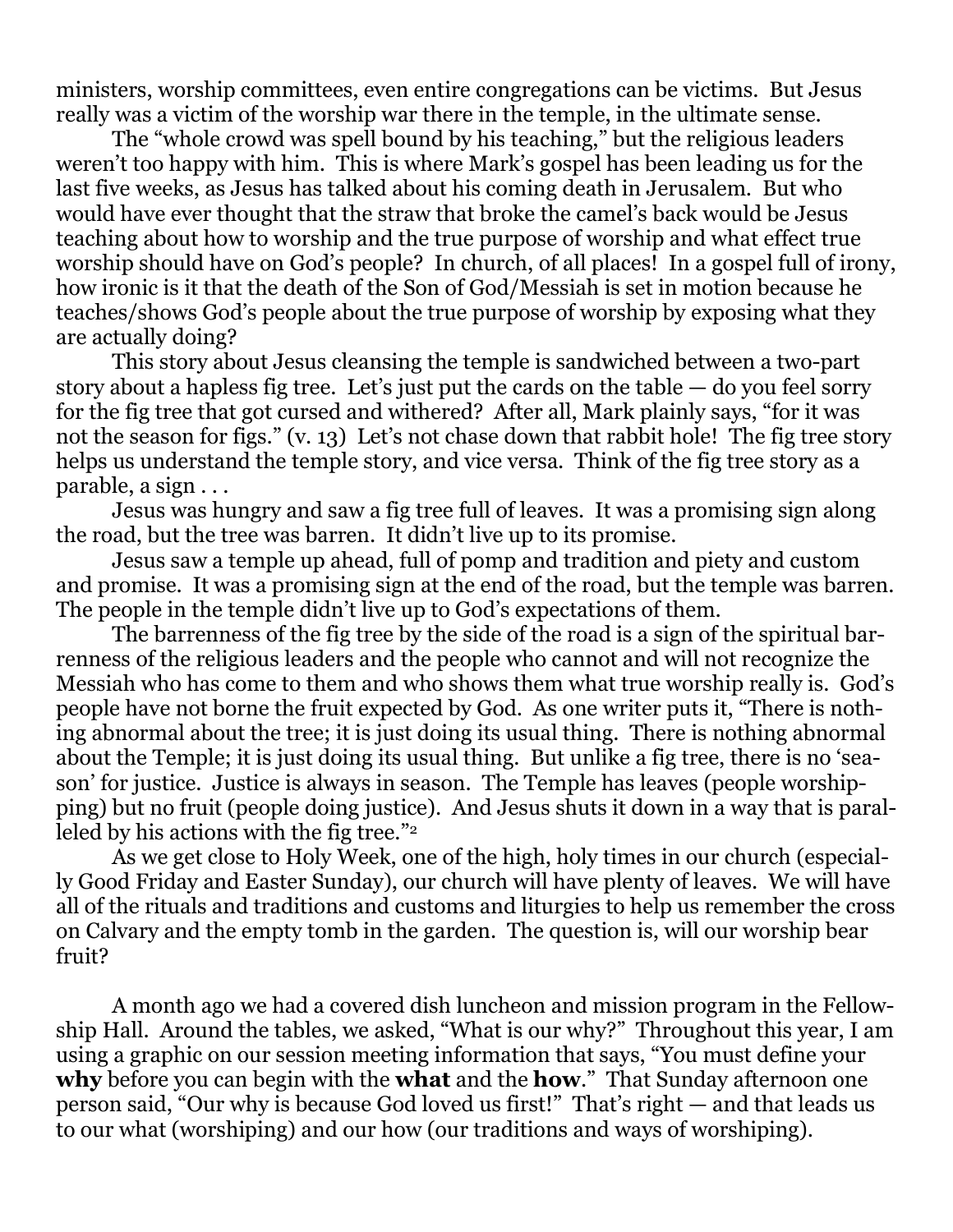ministers, worship committees, even entire congregations can be victims. But Jesus really was a victim of the worship war there in the temple, in the ultimate sense.

The "whole crowd was spell bound by his teaching," but the religious leaders weren't too happy with him. This is where Mark's gospel has been leading us for the last five weeks, as Jesus has talked about his coming death in Jerusalem. But who would have ever thought that the straw that broke the camel's back would be Jesus teaching about how to worship and the true purpose of worship and what effect true worship should have on God's people? In church, of all places! In a gospel full of irony, how ironic is it that the death of the Son of God/Messiah is set in motion because he teaches/shows God's people about the true purpose of worship by exposing what they are actually doing?

This story about Jesus cleansing the temple is sandwiched between a two-part story about a hapless fig tree. Let's just put the cards on the table — do you feel sorry for the fig tree that got cursed and withered? After all, Mark plainly says, "for it was not the season for figs." (v. 13) Let's not chase down that rabbit hole! The fig tree story helps us understand the temple story, and vice versa. Think of the fig tree story as a parable, a sign . . .

Jesus was hungry and saw a fig tree full of leaves. It was a promising sign along the road, but the tree was barren. It didn't live up to its promise.

Jesus saw a temple up ahead, full of pomp and tradition and piety and custom and promise. It was a promising sign at the end of the road, but the temple was barren. The people in the temple didn't live up to God's expectations of them.

The barrenness of the fig tree by the side of the road is a sign of the spiritual barrenness of the religious leaders and the people who cannot and will not recognize the Messiah who has come to them and who shows them what true worship really is. God's people have not borne the fruit expected by God. As one writer puts it, "There is nothing abnormal about the tree; it is just doing its usual thing. There is nothing abnormal about the Temple; it is just doing its usual thing. But unlike a fig tree, there is no 'season' for justice. Justice is always in season. The Temple has leaves (people worshipping) but no fruit (people doing justice). And Jesus shuts it down in a way that is paralleled by his actions with the fig tree."[2]

As we get close to Holy Week, one of the high, holy times in our church (especially Good Friday and Easter Sunday), our church will have plenty of leaves. We will have all of the rituals and traditions and customs and liturgies to help us remember the cross on Calvary and the empty tomb in the garden. The question is, will our worship bear fruit?

A month ago we had a covered dish luncheon and mission program in the Fellowship Hall. Around the tables, we asked, "What is our why?" Throughout this year, I am using a graphic on our session meeting information that says, "You must define your **why** before you can begin with the **what** and the **how**." That Sunday afternoon one person said, "Our why is because God loved us first!" That's right — and that leads us to our what (worshiping) and our how (our traditions and ways of worshiping).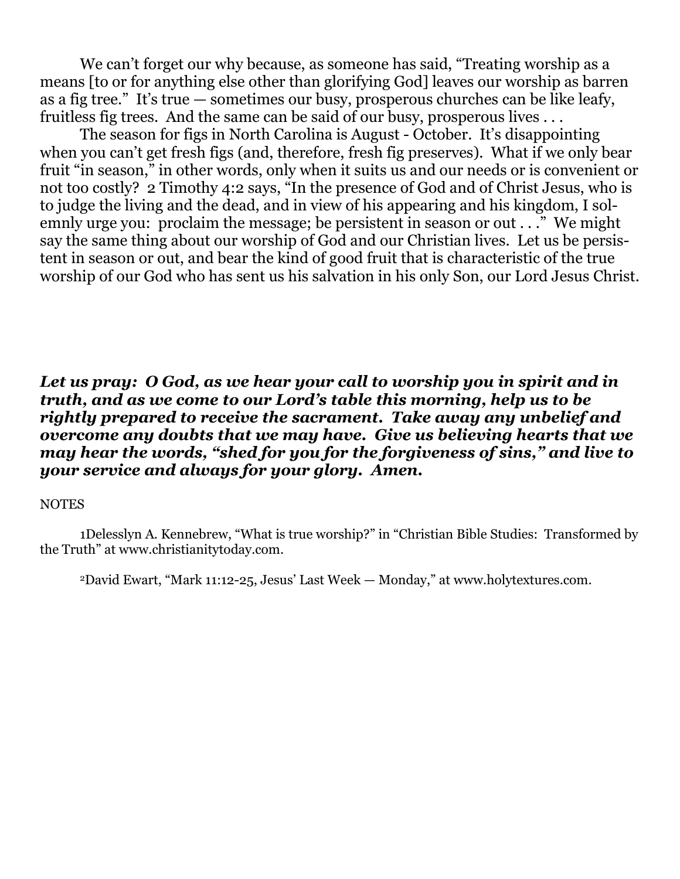We can't forget our why because, as someone has said, "Treating worship as a means [to or for anything else other than glorifying God] leaves our worship as barren as a fig tree." It's true — sometimes our busy, prosperous churches can be like leafy, fruitless fig trees. And the same can be said of our busy, prosperous lives . . .

The season for figs in North Carolina is August - October. It's disappointing when you can't get fresh figs (and, therefore, fresh fig preserves). What if we only bear fruit "in season," in other words, only when it suits us and our needs or is convenient or not too costly? 2 Timothy 4:2 says, "In the presence of God and of Christ Jesus, who is to judge the living and the dead, and in view of his appearing and his kingdom, I solemnly urge you: proclaim the message; be persistent in season or out . . ." We might say the same thing about our worship of God and our Christian lives. Let us be persistent in season or out, and bear the kind of good fruit that is characteristic of the true worship of our God who has sent us his salvation in his only Son, our Lord Jesus Christ.

***Let us pray: O God, as we hear your call to worship you in spirit and in truth, and as we come to our Lord's table this morning, help us to be rightly prepared to receive the sacrament. Take away any unbelief and overcome any doubts that we may have. Give us believing hearts that we may hear the words, "shed for you for the forgiveness of sins," and live to your service and always for your glory. Amen.***

NOTES

1Delesslyn A. Kennebrew, "What is true worship?" in "Christian Bible Studies: Transformed by the Truth" at www.christianitytoday.com.

2David Ewart, "Mark 11:12-25, Jesus' Last Week — Monday," at www.holytextures.com.